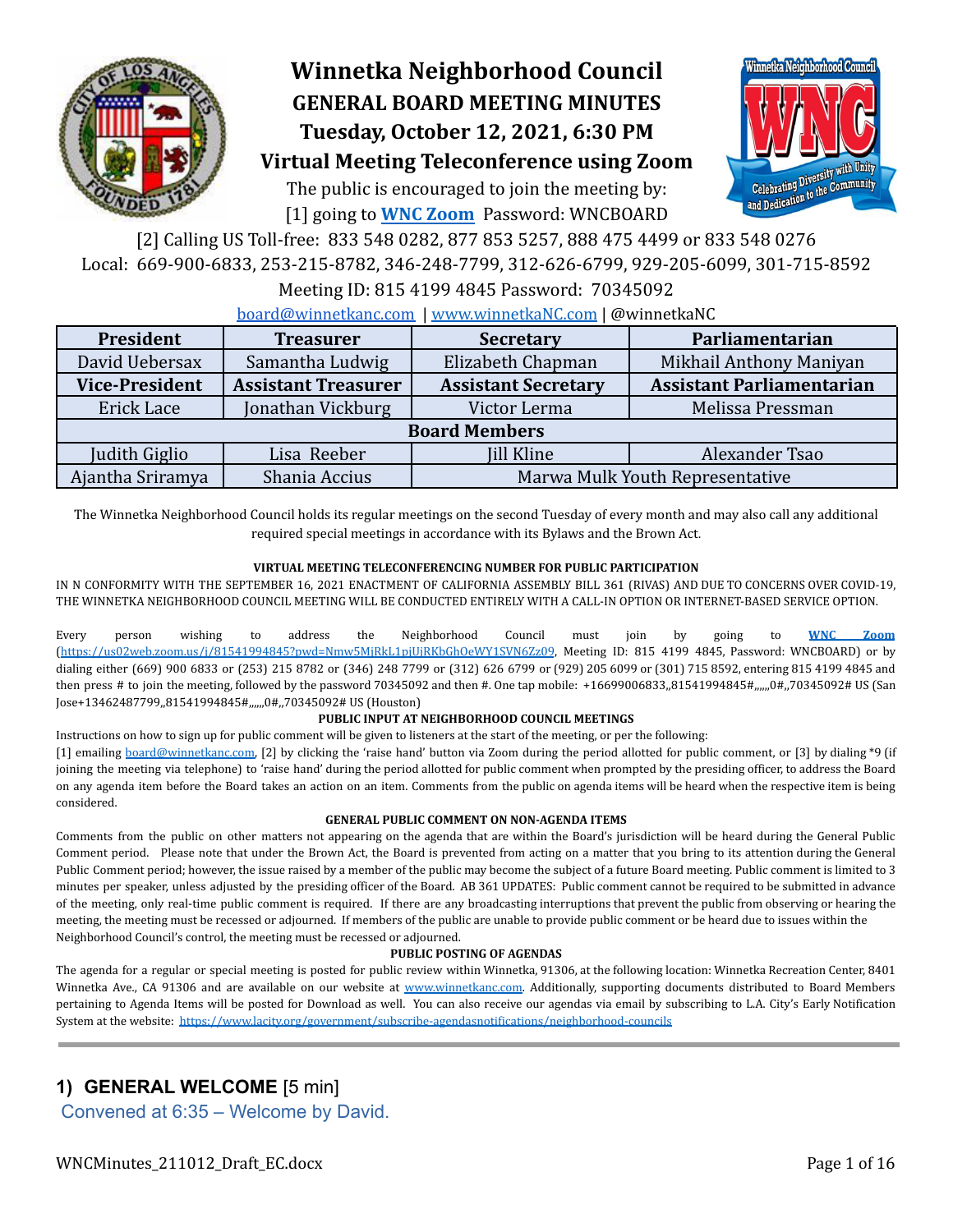# Winnetka Neighborhood Council

## GENERAL BOARD MEETING MINUTES

## Tuesday, October 12, 2021, 6:30 PM

## Virtual Meeting Teleconference using Zoom

The public is encouraged to join the meeting by:

[1] going to **WNC Zoom** Password: WNCBOARD

[2] Calling US Toll-free: 833 548 0282, 877 853 5257, 888 475 4499 or 833 548 0276

Local: 669-900-6833, 253-215-8782, 346-248-7799, 312-626-6799, 929-205-6099, 301-715-8592

Meeting ID: 815 4199 4845 Password: 70345092

board@winnetkanc.com | www.winnetkaNC.com | @winnetkaNC

| **President** | **Treasurer** | **Secretary** | **Parliamentarian** |
|---|---|---|---|
| David Uebersax | Samantha Ludwig | Elizabeth Chapman | Mikhail Anthony Maniyan |
| **Vice-President** | **Assistant Treasurer** | **Assistant Secretary** | **Assistant Parliamentarian** |
| Erick Lace | Jonathan Vickburg | Victor Lerma | Melissa Pressman |
| **Board Members** | | | |
| Judith Giglio | Lisa Reeber | Jill Kline | Alexander Tsao |
| Ajantha Sriramya | Shania Accius | Marwa Mulk Youth Representative | |

The Winnetka Neighborhood Council holds its regular meetings on the second Tuesday of every month and may also call any additional required special meetings in accordance with its Bylaws and the Brown Act.

**VIRTUAL MEETING TELECONFERENCING NUMBER FOR PUBLIC PARTICIPATION**

IN N CONFORMITY WITH THE SEPTEMBER 16, 2021 ENACTMENT OF CALIFORNIA ASSEMBLY BILL 361 (RIVAS) AND DUE TO CONCERNS OVER COVID-19, THE WINNETKA NEIGHBORHOOD COUNCIL MEETING WILL BE CONDUCTED ENTIRELY WITH A CALL-IN OPTION OR INTERNET-BASED SERVICE OPTION.

Every person wishing to address the Neighborhood Council must join by going to **WNC Zoom** (https://us02web.zoom.us/j/81541994845?pwd=Nmw5MjRkL1pjUjRKbGhOeWY1SVN6Zz09, Meeting ID: 815 4199 4845, Password: WNCBOARD) or by dialing either (669) 900 6833 or (253) 215 8782 or (346) 248 7799 or (312) 626 6799 or (929) 205 6099 or (301) 715 8592, entering 815 4199 4845 and then press # to join the meeting, followed by the password 70345092 and then #. One tap mobile: +16699006833,,81541994845#,,,,,,0#,,70345092# US (San Jose+13462487799,,81541994845#,,,,,,0#,,70345092# US (Houston)

**PUBLIC INPUT AT NEIGHBORHOOD COUNCIL MEETINGS**

Instructions on how to sign up for public comment will be given to listeners at the start of the meeting, or per the following:

[1] emailing board@winnetkanc.com, [2] by clicking the 'raise hand' button via Zoom during the period allotted for public comment, or [3] by dialing *9 (if joining the meeting via telephone) to 'raise hand' during the period allotted for public comment when prompted by the presiding officer, to address the Board on any agenda item before the Board takes an action on an item. Comments from the public on agenda items will be heard when the respective item is being considered.

**GENERAL PUBLIC COMMENT ON NON-AGENDA ITEMS**

Comments from the public on other matters not appearing on the agenda that are within the Board's jurisdiction will be heard during the General Public Comment period. Please note that under the Brown Act, the Board is prevented from acting on a matter that you bring to its attention during the General Public Comment period; however, the issue raised by a member of the public may become the subject of a future Board meeting. Public comment is limited to 3 minutes per speaker, unless adjusted by the presiding officer of the Board. AB 361 UPDATES: Public comment cannot be required to be submitted in advance of the meeting, only real-time public comment is required. If there are any broadcasting interruptions that prevent the public from observing or hearing the meeting, the meeting must be recessed or adjourned. If members of the public are unable to provide public comment or be heard due to issues within the Neighborhood Council's control, the meeting must be recessed or adjourned.

**PUBLIC POSTING OF AGENDAS**

The agenda for a regular or special meeting is posted for public review within Winnetka, 91306, at the following location: Winnetka Recreation Center, 8401 Winnetka Ave., CA 91306 and are available on our website at www.winnetkanc.com. Additionally, supporting documents distributed to Board Members pertaining to Agenda Items will be posted for Download as well. You can also receive our agendas via email by subscribing to L.A. City's Early Notification System at the website: https://www.lacity.org/government/subscribe-agendasnotifications/neighborhood-councils

---

## 1) GENERAL WELCOME [5 min]

Convened at 6:35 – Welcome by David.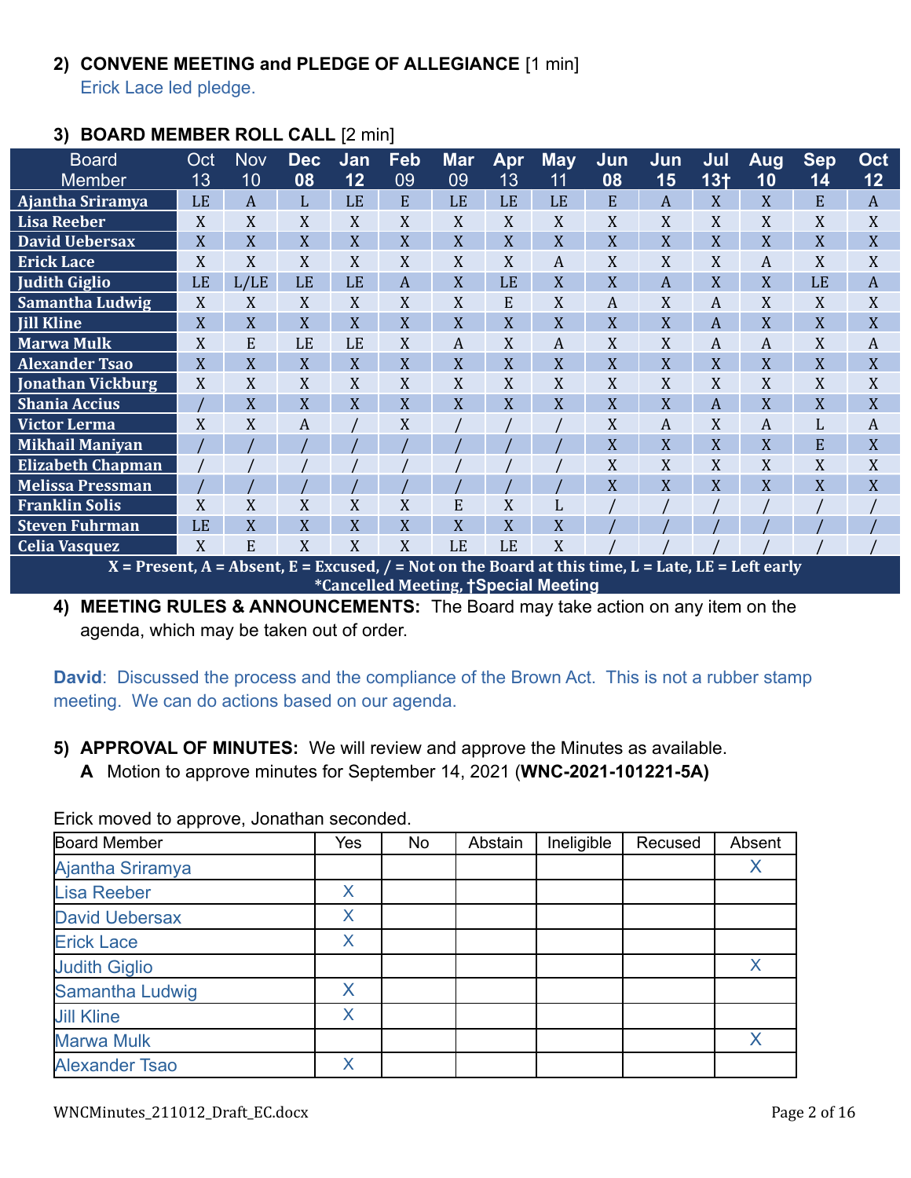2) **CONVENE MEETING and PLEDGE OF ALLEGIANCE** [1 min]
Erick Lace led pledge.

3) **BOARD MEMBER ROLL CALL** [2 min]

| Board Member | Oct 13 | Nov 10 | Dec 08 | Jan 12 | Feb 09 | Mar 09 | Apr 13 | May 11 | Jun 08 | Jun 15 | Jul 13† | Aug 10 | Sep 14 | Oct 12 |
|---|---|---|---|---|---|---|---|---|---|---|---|---|---|---|
| Ajantha Sriramya | LE | A | L | LE | E | LE | LE | LE | E | A | X | X | E | A |
| Lisa Reeber | X | X | X | X | X | X | X | X | X | X | X | X | X | X |
| David Uebersax | X | X | X | X | X | X | X | X | X | X | X | X | X | X |
| Erick Lace | X | X | X | X | X | X | X | A | X | X | X | A | X | X |
| Judith Giglio | LE | L/LE | LE | LE | A | X | LE | X | X | A | X | X | LE | A |
| Samantha Ludwig | X | X | X | X | X | X | E | X | A | X | A | X | X | X |
| Jill Kline | X | X | X | X | X | X | X | X | X | X | A | X | X | X |
| Marwa Mulk | X | E | LE | LE | X | A | X | A | X | X | A | A | X | A |
| Alexander Tsao | X | X | X | X | X | X | X | X | X | X | X | X | X | X |
| Jonathan Vickburg | X | X | X | X | X | X | X | X | X | X | X | X | X | X |
| Shania Accius | / | X | X | X | X | X | X | X | X | X | A | X | X | X |
| Victor Lerma | X | X | A | / | X | / | / | / | X | A | X | A | L | A |
| Mikhail Maniyan | / | / | / | / | / | / | / | / | X | X | X | X | E | X |
| Elizabeth Chapman | / | / | / | / | / | / | / | / | X | X | X | X | X | X |
| Melissa Pressman | / | / | / | / | / | / | / | / | X | X | X | X | X | X |
| Franklin Solis | X | X | X | X | X | E | X | L | / | / | / | / | / | / |
| Steven Fuhrman | LE | X | X | X | X | X | X | X | / | / | / | / | / | / |
| Celia Vasquez | X | E | X | X | X | LE | LE | X | / | / | / | / | / | / |

X = Present, A = Absent, E = Excused, / = Not on the Board at this time, L = Late, LE = Left early
*Cancelled Meeting, †Special Meeting

4) **MEETING RULES & ANNOUNCEMENTS:** The Board may take action on any item on the agenda, which may be taken out of order.

**David**: Discussed the process and the compliance of the Brown Act. This is not a rubber stamp meeting. We can do actions based on our agenda.

5) **APPROVAL OF MINUTES:** We will review and approve the Minutes as available.
**A** Motion to approve minutes for September 14, 2021 (**WNC-2021-101221-5A)**

Erick moved to approve, Jonathan seconded.

| Board Member | Yes | No | Abstain | Ineligible | Recused | Absent |
|---|---|---|---|---|---|---|
| Ajantha Sriramya | | | | | | X |
| Lisa Reeber | X | | | | | |
| David Uebersax | X | | | | | |
| Erick Lace | X | | | | | |
| Judith Giglio | | | | | | X |
| Samantha Ludwig | X | | | | | |
| Jill Kline | X | | | | | |
| Marwa Mulk | | | | | | X |
| Alexander Tsao | X | | | | | |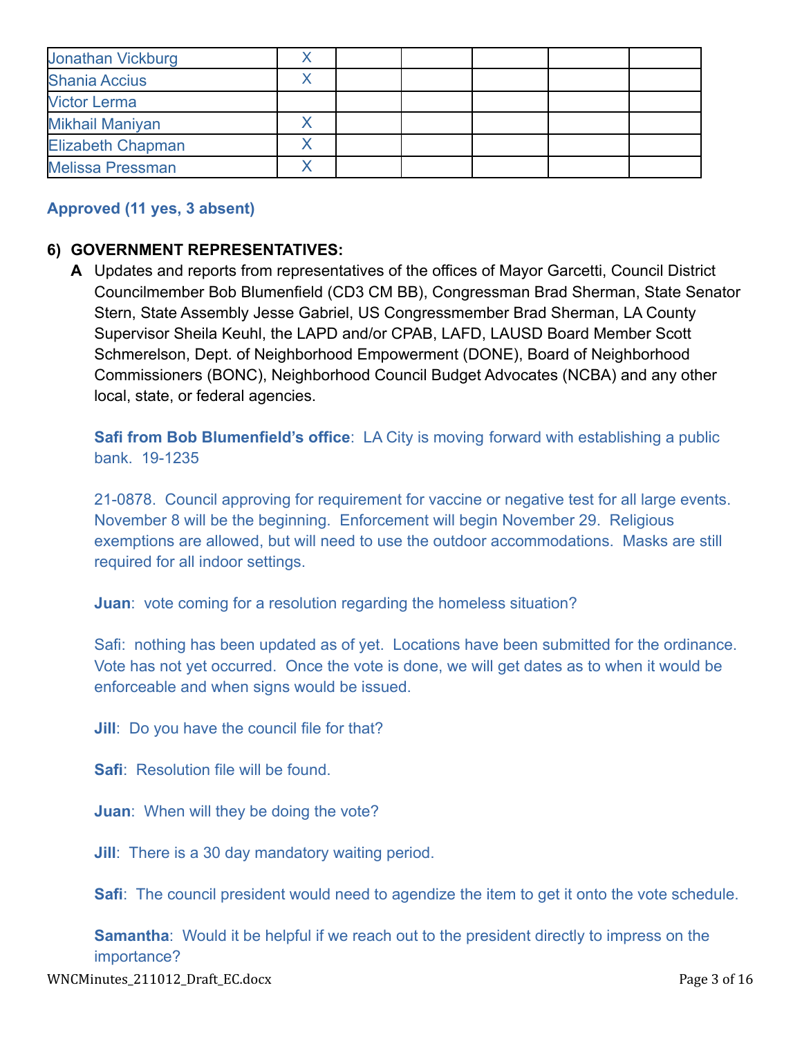| Jonathan Vickburg | X | | | | | |
|---|---|---|---|---|---|---|
| Shania Accius | X | | | | | |
| Victor Lerma | | | | | | |
| Mikhail Maniyan | X | | | | | |
| Elizabeth Chapman | X | | | | | |
| Melissa Pressman | X | | | | | |

**Approved (11 yes, 3 absent)**

**6) GOVERNMENT REPRESENTATIVES:**

**A** Updates and reports from representatives of the offices of Mayor Garcetti, Council District Councilmember Bob Blumenfield (CD3 CM BB), Congressman Brad Sherman, State Senator Stern, State Assembly Jesse Gabriel, US Congressmember Brad Sherman, LA County Supervisor Sheila Keuhl, the LAPD and/or CPAB, LAFD, LAUSD Board Member Scott Schmerelson, Dept. of Neighborhood Empowerment (DONE), Board of Neighborhood Commissioners (BONC), Neighborhood Council Budget Advocates (NCBA) and any other local, state, or federal agencies.

**Safi from Bob Blumenfield's office**: LA City is moving forward with establishing a public bank. 19-1235

21-0878. Council approving for requirement for vaccine or negative test for all large events. November 8 will be the beginning. Enforcement will begin November 29. Religious exemptions are allowed, but will need to use the outdoor accommodations. Masks are still required for all indoor settings.

**Juan**: vote coming for a resolution regarding the homeless situation?

Safi: nothing has been updated as of yet. Locations have been submitted for the ordinance. Vote has not yet occurred. Once the vote is done, we will get dates as to when it would be enforceable and when signs would be issued.

**Jill**: Do you have the council file for that?

**Safi**: Resolution file will be found.

**Juan**: When will they be doing the vote?

**Jill**: There is a 30 day mandatory waiting period.

**Safi**: The council president would need to agendize the item to get it onto the vote schedule.

**Samantha**: Would it be helpful if we reach out to the president directly to impress on the importance?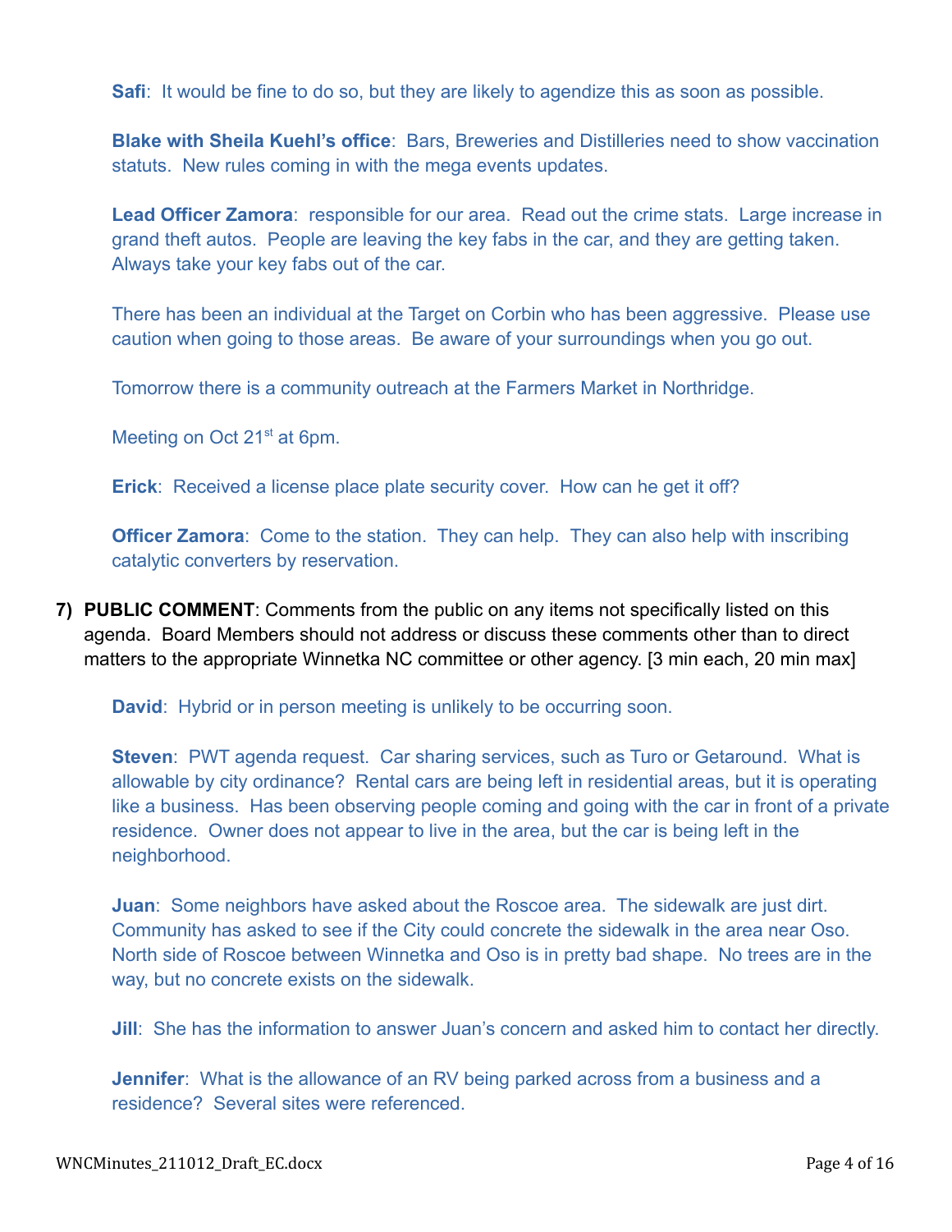**Safi**: It would be fine to do so, but they are likely to agendize this as soon as possible.

**Blake with Sheila Kuehl's office**: Bars, Breweries and Distilleries need to show vaccination statuts. New rules coming in with the mega events updates.

**Lead Officer Zamora**: responsible for our area. Read out the crime stats. Large increase in grand theft autos. People are leaving the key fabs in the car, and they are getting taken. Always take your key fabs out of the car.

There has been an individual at the Target on Corbin who has been aggressive. Please use caution when going to those areas. Be aware of your surroundings when you go out.

Tomorrow there is a community outreach at the Farmers Market in Northridge.

Meeting on Oct 21st at 6pm.

**Erick**: Received a license place plate security cover. How can he get it off?

**Officer Zamora**: Come to the station. They can help. They can also help with inscribing catalytic converters by reservation.

7) **PUBLIC COMMENT**: Comments from the public on any items not specifically listed on this agenda. Board Members should not address or discuss these comments other than to direct matters to the appropriate Winnetka NC committee or other agency. [3 min each, 20 min max]

**David**: Hybrid or in person meeting is unlikely to be occurring soon.

**Steven**: PWT agenda request. Car sharing services, such as Turo or Getaround. What is allowable by city ordinance? Rental cars are being left in residential areas, but it is operating like a business. Has been observing people coming and going with the car in front of a private residence. Owner does not appear to live in the area, but the car is being left in the neighborhood.

**Juan**: Some neighbors have asked about the Roscoe area. The sidewalk are just dirt. Community has asked to see if the City could concrete the sidewalk in the area near Oso. North side of Roscoe between Winnetka and Oso is in pretty bad shape. No trees are in the way, but no concrete exists on the sidewalk.

**Jill**: She has the information to answer Juan's concern and asked him to contact her directly.

**Jennifer**: What is the allowance of an RV being parked across from a business and a residence? Several sites were referenced.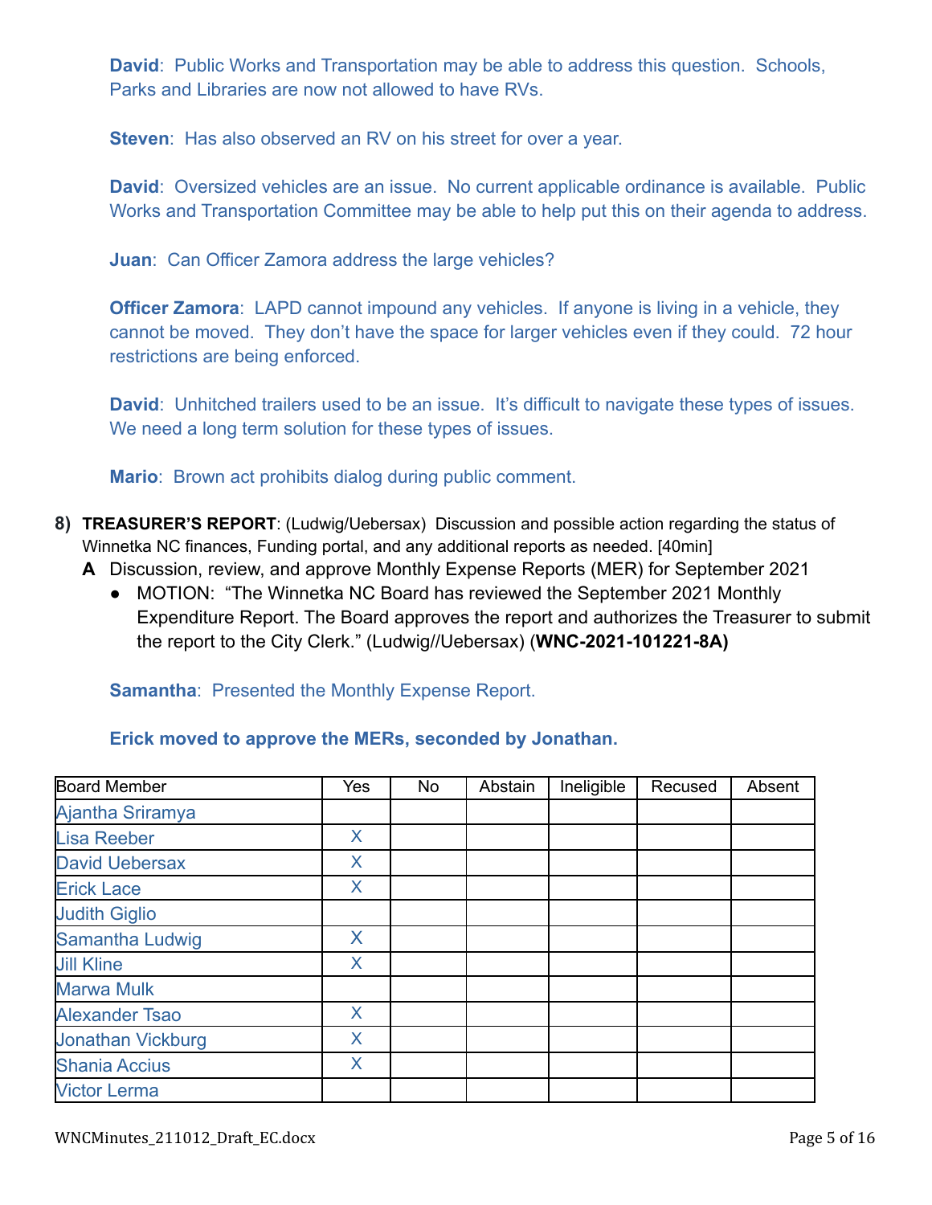**David**: Public Works and Transportation may be able to address this question. Schools, Parks and Libraries are now not allowed to have RVs.

**Steven**: Has also observed an RV on his street for over a year.

**David**: Oversized vehicles are an issue. No current applicable ordinance is available. Public Works and Transportation Committee may be able to help put this on their agenda to address.

**Juan**: Can Officer Zamora address the large vehicles?

**Officer Zamora**: LAPD cannot impound any vehicles. If anyone is living in a vehicle, they cannot be moved. They don't have the space for larger vehicles even if they could. 72 hour restrictions are being enforced.

**David**: Unhitched trailers used to be an issue. It's difficult to navigate these types of issues. We need a long term solution for these types of issues.

**Mario**: Brown act prohibits dialog during public comment.

**8) TREASURER'S REPORT**: (Ludwig/Uebersax) Discussion and possible action regarding the status of Winnetka NC finances, Funding portal, and any additional reports as needed. [40min]

**A** Discussion, review, and approve Monthly Expense Reports (MER) for September 2021

- MOTION: "The Winnetka NC Board has reviewed the September 2021 Monthly Expenditure Report. The Board approves the report and authorizes the Treasurer to submit the report to the City Clerk." (Ludwig//Uebersax) (**WNC-2021-101221-8A)**

**Samantha**: Presented the Monthly Expense Report.

**Erick moved to approve the MERs, seconded by Jonathan.**

| Board Member | Yes | No | Abstain | Ineligible | Recused | Absent |
|---|---|---|---|---|---|---|
| Ajantha Sriramya | | | | | | |
| Lisa Reeber | X | | | | | |
| David Uebersax | X | | | | | |
| Erick Lace | X | | | | | |
| Judith Giglio | | | | | | |
| Samantha Ludwig | X | | | | | |
| Jill Kline | X | | | | | |
| Marwa Mulk | | | | | | |
| Alexander Tsao | X | | | | | |
| Jonathan Vickburg | X | | | | | |
| Shania Accius | X | | | | | |
| Victor Lerma | | | | | | |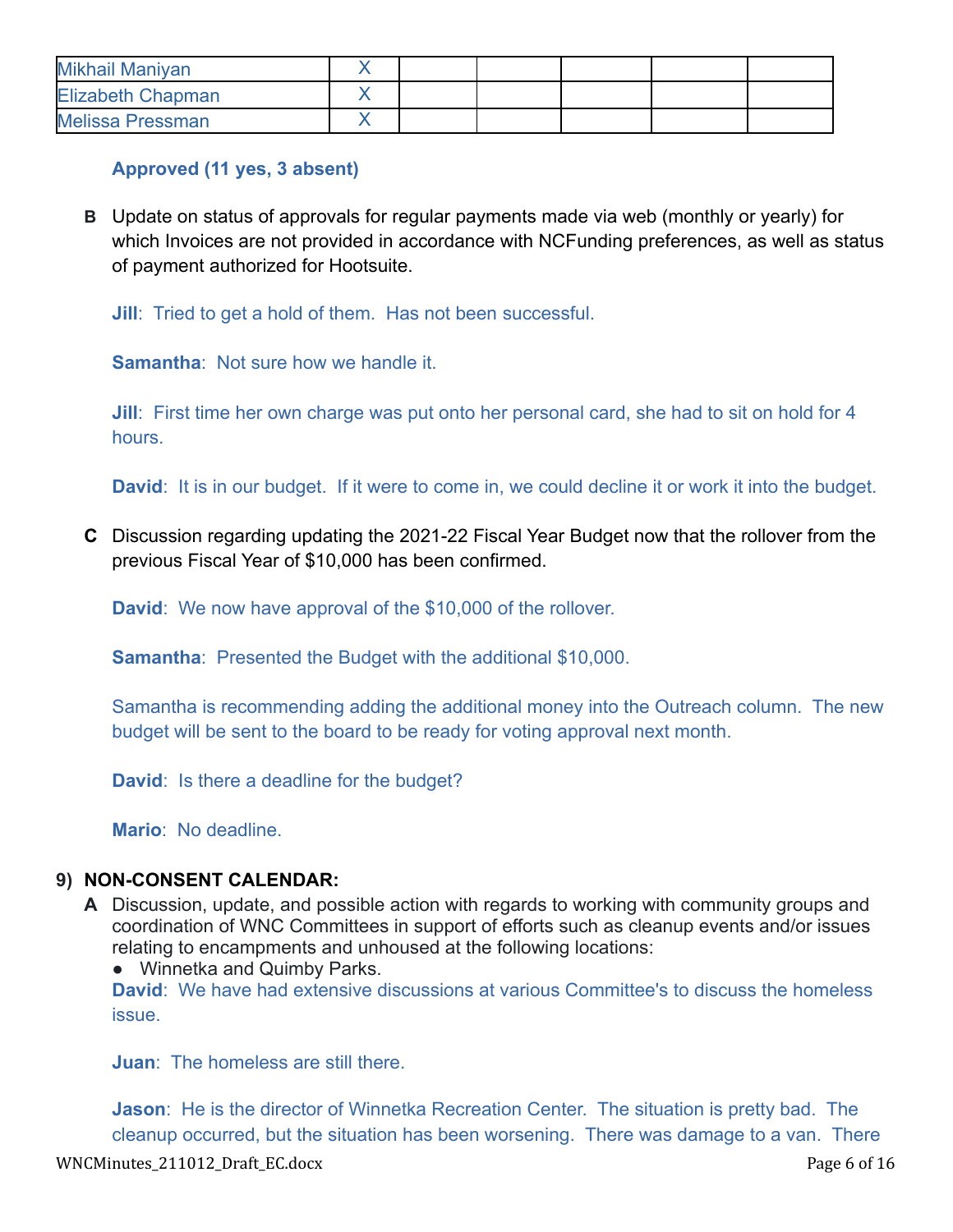| | | | | | | |
|---|---|---|---|---|---|---|
| Mikhail Maniyan | X | | | | | |
| Elizabeth Chapman | X | | | | | |
| Melissa Pressman | X | | | | | |

**Approved (11 yes, 3 absent)**

**B** Update on status of approvals for regular payments made via web (monthly or yearly) for which Invoices are not provided in accordance with NCFunding preferences, as well as status of payment authorized for Hootsuite.

**Jill**: Tried to get a hold of them. Has not been successful.

**Samantha**: Not sure how we handle it.

**Jill**: First time her own charge was put onto her personal card, she had to sit on hold for 4 hours.

**David**: It is in our budget. If it were to come in, we could decline it or work it into the budget.

**C** Discussion regarding updating the 2021-22 Fiscal Year Budget now that the rollover from the previous Fiscal Year of $10,000 has been confirmed.

**David**: We now have approval of the $10,000 of the rollover.

**Samantha**: Presented the Budget with the additional $10,000.

Samantha is recommending adding the additional money into the Outreach column. The new budget will be sent to the board to be ready for voting approval next month.

**David**: Is there a deadline for the budget?

**Mario**: No deadline.

**9) NON-CONSENT CALENDAR:**

**A** Discussion, update, and possible action with regards to working with community groups and coordination of WNC Committees in support of efforts such as cleanup events and/or issues relating to encampments and unhoused at the following locations:

- Winnetka and Quimby Parks.

**David**: We have had extensive discussions at various Committee's to discuss the homeless issue.

**Juan**: The homeless are still there.

**Jason**: He is the director of Winnetka Recreation Center. The situation is pretty bad. The cleanup occurred, but the situation has been worsening. There was damage to a van. There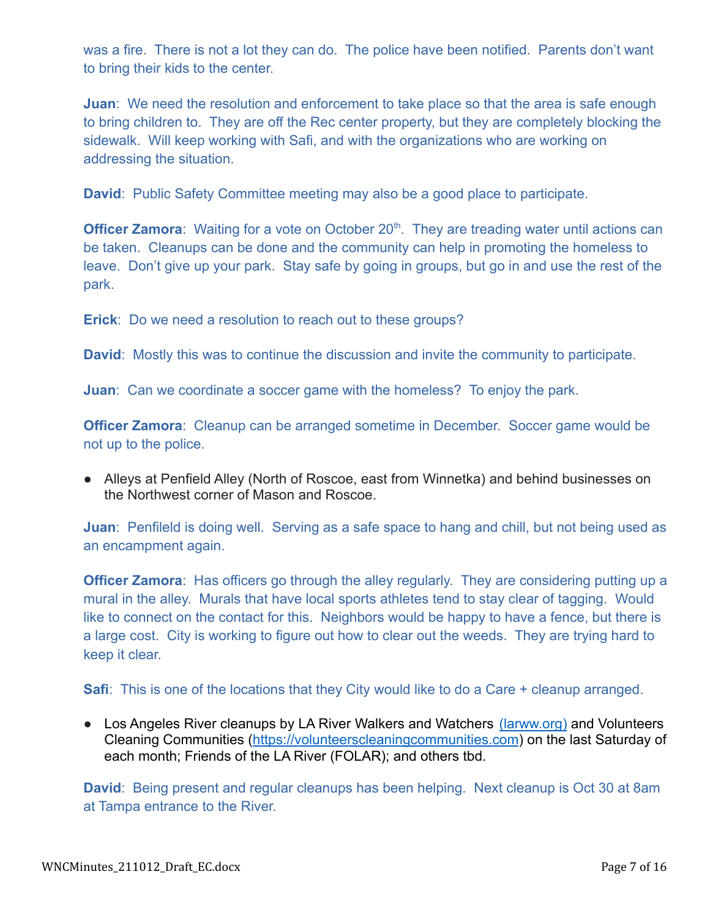was a fire. There is not a lot they can do. The police have been notified. Parents don't want to bring their kids to the center.

**Juan**: We need the resolution and enforcement to take place so that the area is safe enough to bring children to. They are off the Rec center property, but they are completely blocking the sidewalk. Will keep working with Safi, and with the organizations who are working on addressing the situation.

**David**: Public Safety Committee meeting may also be a good place to participate.

**Officer Zamora**: Waiting for a vote on October 20th. They are treading water until actions can be taken. Cleanups can be done and the community can help in promoting the homeless to leave. Don't give up your park. Stay safe by going in groups, but go in and use the rest of the park.

**Erick**: Do we need a resolution to reach out to these groups?

**David**: Mostly this was to continue the discussion and invite the community to participate.

**Juan**: Can we coordinate a soccer game with the homeless? To enjoy the park.

**Officer Zamora**: Cleanup can be arranged sometime in December. Soccer game would be not up to the police.

- Alleys at Penfield Alley (North of Roscoe, east from Winnetka) and behind businesses on the Northwest corner of Mason and Roscoe.

**Juan**: Penfileld is doing well. Serving as a safe space to hang and chill, but not being used as an encampment again.

**Officer Zamora**: Has officers go through the alley regularly. They are considering putting up a mural in the alley. Murals that have local sports athletes tend to stay clear of tagging. Would like to connect on the contact for this. Neighbors would be happy to have a fence, but there is a large cost. City is working to figure out how to clear out the weeds. They are trying hard to keep it clear.

**Safi**: This is one of the locations that they City would like to do a Care + cleanup arranged.

- Los Angeles River cleanups by LA River Walkers and Watchers (larww.org) and Volunteers Cleaning Communities (https://volunteerscleaningcommunities.com) on the last Saturday of each month; Friends of the LA River (FOLAR); and others tbd.

**David**: Being present and regular cleanups has been helping. Next cleanup is Oct 30 at 8am at Tampa entrance to the River.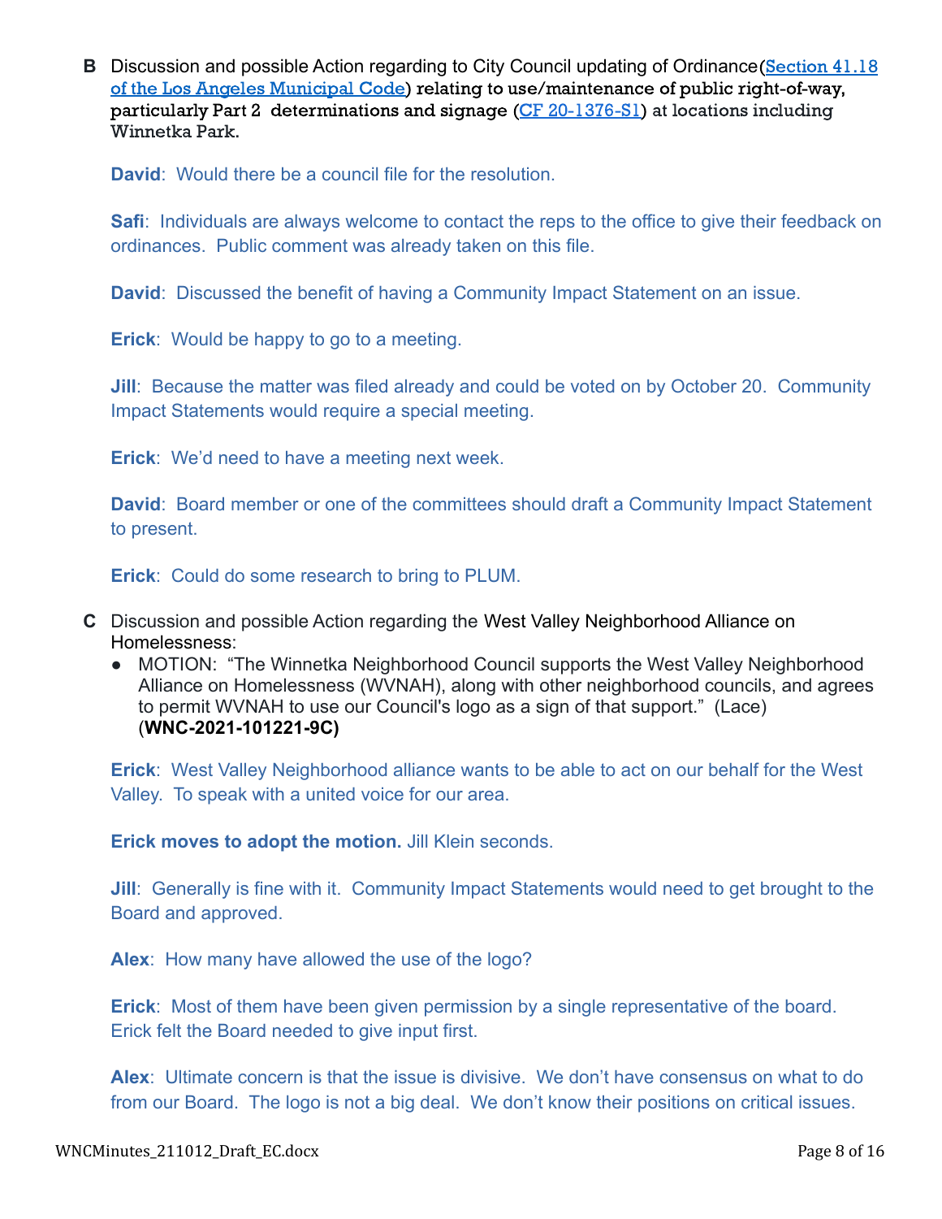**B** Discussion and possible Action regarding to City Council updating of Ordinance([Section 41.18 of the Los Angeles Municipal Code](#)) relating to use/maintenance of public right-of-way, particularly Part 2 determinations and signage ([CF 20-1376-S1](#)) at locations including Winnetka Park.

**David**: Would there be a council file for the resolution.

**Safi**: Individuals are always welcome to contact the reps to the office to give their feedback on ordinances. Public comment was already taken on this file.

**David**: Discussed the benefit of having a Community Impact Statement on an issue.

**Erick**: Would be happy to go to a meeting.

**Jill**: Because the matter was filed already and could be voted on by October 20. Community Impact Statements would require a special meeting.

**Erick**: We'd need to have a meeting next week.

**David**: Board member or one of the committees should draft a Community Impact Statement to present.

**Erick**: Could do some research to bring to PLUM.

**C** Discussion and possible Action regarding the West Valley Neighborhood Alliance on Homelessness:

- MOTION: "The Winnetka Neighborhood Council supports the West Valley Neighborhood Alliance on Homelessness (WVNAH), along with other neighborhood councils, and agrees to permit WVNAH to use our Council's logo as a sign of that support." (Lace) (**WNC-2021-101221-9C)**

**Erick**: West Valley Neighborhood alliance wants to be able to act on our behalf for the West Valley. To speak with a united voice for our area.

**Erick moves to adopt the motion.** Jill Klein seconds.

**Jill**: Generally is fine with it. Community Impact Statements would need to get brought to the Board and approved.

**Alex**: How many have allowed the use of the logo?

**Erick**: Most of them have been given permission by a single representative of the board. Erick felt the Board needed to give input first.

**Alex**: Ultimate concern is that the issue is divisive. We don't have consensus on what to do from our Board. The logo is not a big deal. We don't know their positions on critical issues.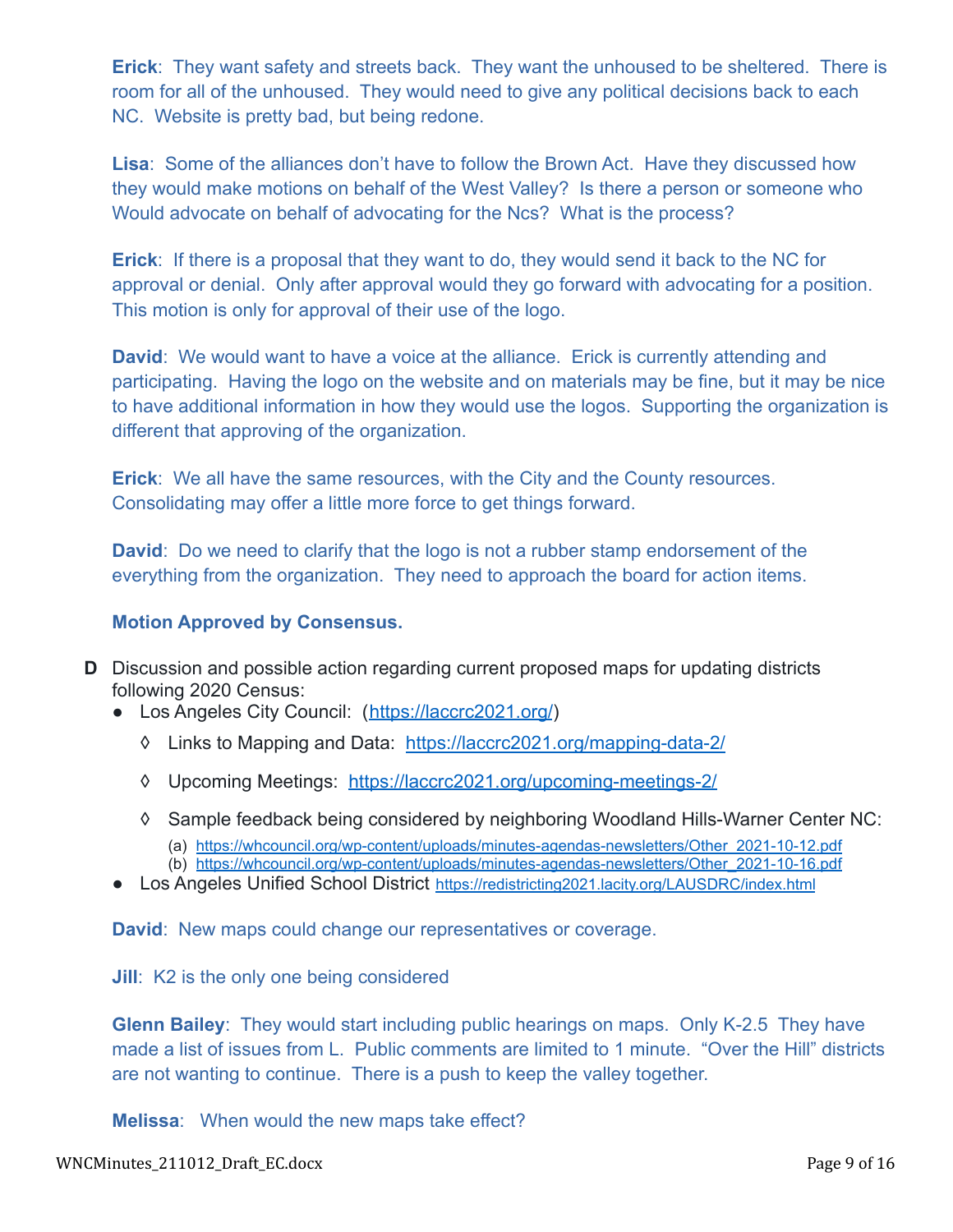**Erick**: They want safety and streets back. They want the unhoused to be sheltered. There is room for all of the unhoused. They would need to give any political decisions back to each NC. Website is pretty bad, but being redone.

**Lisa**: Some of the alliances don't have to follow the Brown Act. Have they discussed how they would make motions on behalf of the West Valley? Is there a person or someone who Would advocate on behalf of advocating for the Ncs? What is the process?

**Erick**: If there is a proposal that they want to do, they would send it back to the NC for approval or denial. Only after approval would they go forward with advocating for a position. This motion is only for approval of their use of the logo.

**David**: We would want to have a voice at the alliance. Erick is currently attending and participating. Having the logo on the website and on materials may be fine, but it may be nice to have additional information in how they would use the logos. Supporting the organization is different that approving of the organization.

**Erick**: We all have the same resources, with the City and the County resources. Consolidating may offer a little more force to get things forward.

**David**: Do we need to clarify that the logo is not a rubber stamp endorsement of the everything from the organization. They need to approach the board for action items.

**Motion Approved by Consensus.**

**D** Discussion and possible action regarding current proposed maps for updating districts following 2020 Census:

- Los Angeles City Council: (https://laccrc2021.org/)
  - ◊ Links to Mapping and Data: https://laccrc2021.org/mapping-data-2/
  - ◊ Upcoming Meetings: https://laccrc2021.org/upcoming-meetings-2/
  - ◊ Sample feedback being considered by neighboring Woodland Hills-Warner Center NC:
    - (a) https://whcouncil.org/wp-content/uploads/minutes-agendas-newsletters/Other_2021-10-12.pdf
    - (b) https://whcouncil.org/wp-content/uploads/minutes-agendas-newsletters/Other_2021-10-16.pdf
- Los Angeles Unified School District https://redistricting2021.lacity.org/LAUSDRC/index.html

**David**: New maps could change our representatives or coverage.

**Jill**: K2 is the only one being considered

**Glenn Bailey**: They would start including public hearings on maps. Only K-2.5 They have made a list of issues from L. Public comments are limited to 1 minute. "Over the Hill" districts are not wanting to continue. There is a push to keep the valley together.

**Melissa**: When would the new maps take effect?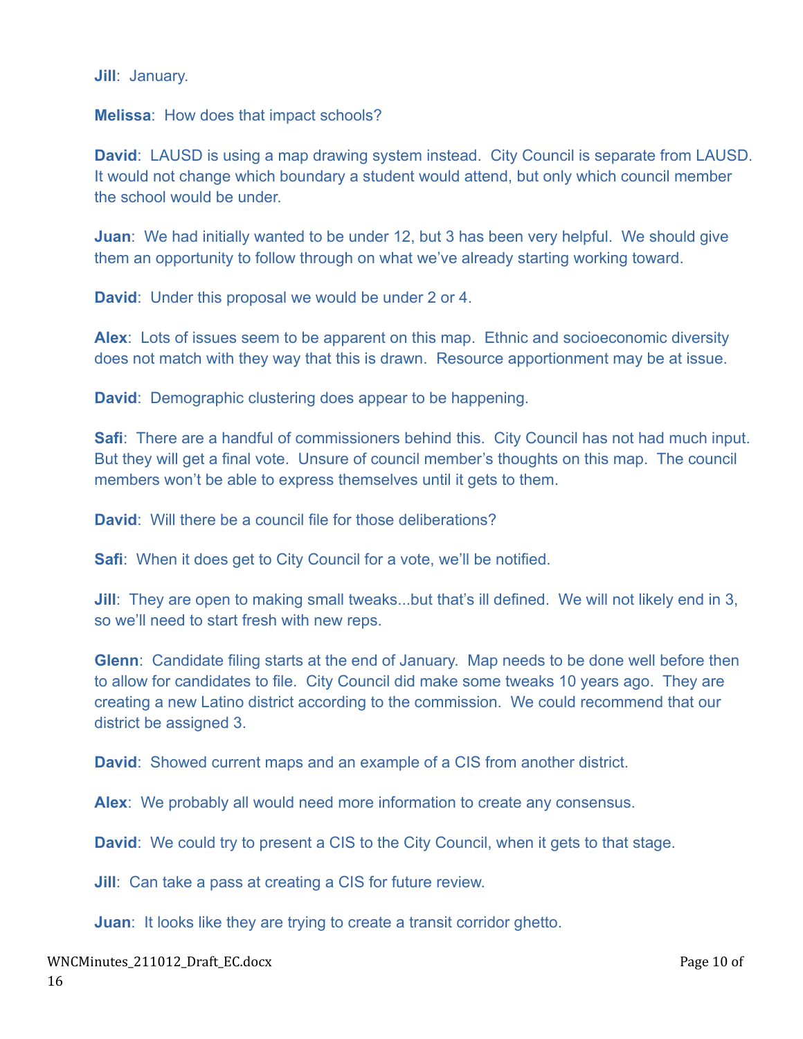**Jill**: January.

**Melissa**: How does that impact schools?

**David**: LAUSD is using a map drawing system instead. City Council is separate from LAUSD. It would not change which boundary a student would attend, but only which council member the school would be under.

**Juan**: We had initially wanted to be under 12, but 3 has been very helpful. We should give them an opportunity to follow through on what we've already starting working toward.

**David**: Under this proposal we would be under 2 or 4.

**Alex**: Lots of issues seem to be apparent on this map. Ethnic and socioeconomic diversity does not match with they way that this is drawn. Resource apportionment may be at issue.

**David**: Demographic clustering does appear to be happening.

**Safi**: There are a handful of commissioners behind this. City Council has not had much input. But they will get a final vote. Unsure of council member's thoughts on this map. The council members won't be able to express themselves until it gets to them.

**David**: Will there be a council file for those deliberations?

**Safi**: When it does get to City Council for a vote, we'll be notified.

**Jill**: They are open to making small tweaks...but that's ill defined. We will not likely end in 3, so we'll need to start fresh with new reps.

**Glenn**: Candidate filing starts at the end of January. Map needs to be done well before then to allow for candidates to file. City Council did make some tweaks 10 years ago. They are creating a new Latino district according to the commission. We could recommend that our district be assigned 3.

**David**: Showed current maps and an example of a CIS from another district.

**Alex**: We probably all would need more information to create any consensus.

**David**: We could try to present a CIS to the City Council, when it gets to that stage.

**Jill**: Can take a pass at creating a CIS for future review.

**Juan**: It looks like they are trying to create a transit corridor ghetto.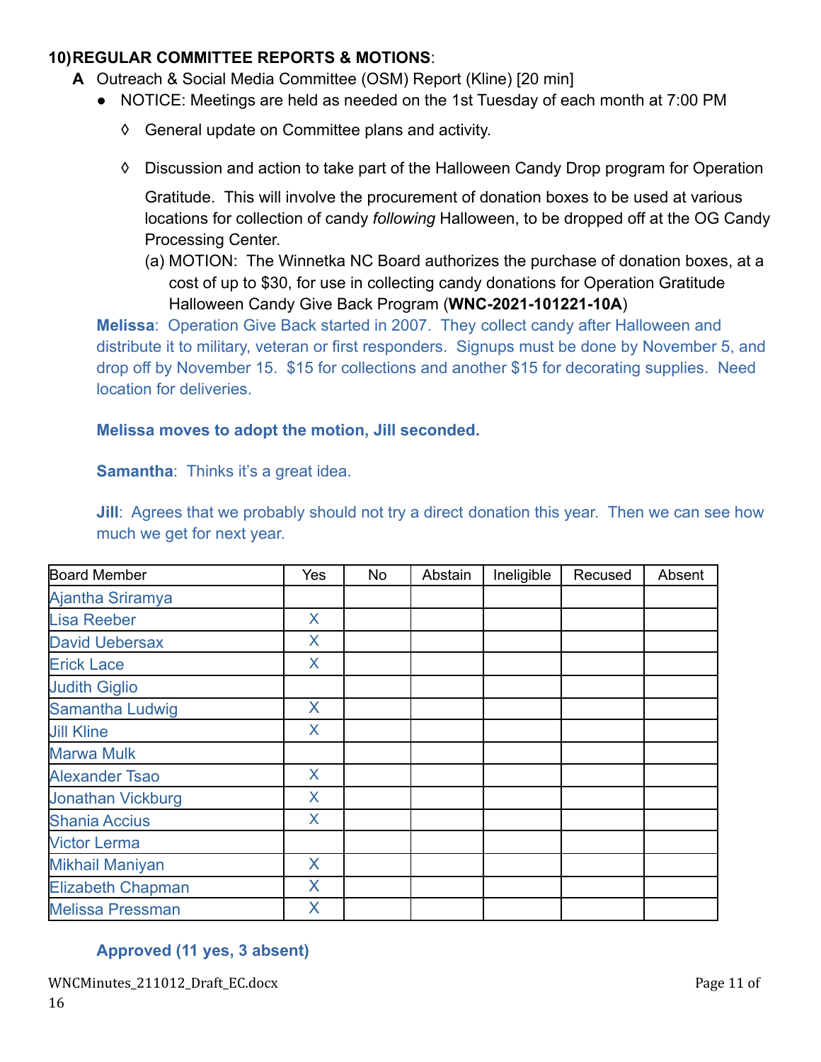**10) REGULAR COMMITTEE REPORTS & MOTIONS**:

**A** Outreach & Social Media Committee (OSM) Report (Kline) [20 min]

- NOTICE: Meetings are held as needed on the 1st Tuesday of each month at 7:00 PM
  - ◊ General update on Committee plans and activity.
  - ◊ Discussion and action to take part of the Halloween Candy Drop program for Operation Gratitude. This will involve the procurement of donation boxes to be used at various locations for collection of candy *following* Halloween, to be dropped off at the OG Candy Processing Center.

    (a) MOTION: The Winnetka NC Board authorizes the purchase of donation boxes, at a cost of up to $30, for use in collecting candy donations for Operation Gratitude Halloween Candy Give Back Program (**WNC-2021-101221-10A**)

**Melissa**: Operation Give Back started in 2007. They collect candy after Halloween and distribute it to military, veteran or first responders. Signups must be done by November 5, and drop off by November 15. $15 for collections and another $15 for decorating supplies. Need location for deliveries.

**Melissa moves to adopt the motion, Jill seconded.**

**Samantha**: Thinks it's a great idea.

**Jill**: Agrees that we probably should not try a direct donation this year. Then we can see how much we get for next year.

| Board Member | Yes | No | Abstain | Ineligible | Recused | Absent |
|---|---|---|---|---|---|---|
| Ajantha Sriramya | | | | | | |
| Lisa Reeber | X | | | | | |
| David Uebersax | X | | | | | |
| Erick Lace | X | | | | | |
| Judith Giglio | | | | | | |
| Samantha Ludwig | X | | | | | |
| Jill Kline | X | | | | | |
| Marwa Mulk | | | | | | |
| Alexander Tsao | X | | | | | |
| Jonathan Vickburg | X | | | | | |
| Shania Accius | X | | | | | |
| Victor Lerma | | | | | | |
| Mikhail Maniyan | X | | | | | |
| Elizabeth Chapman | X | | | | | |
| Melissa Pressman | X | | | | | |

**Approved (11 yes, 3 absent)**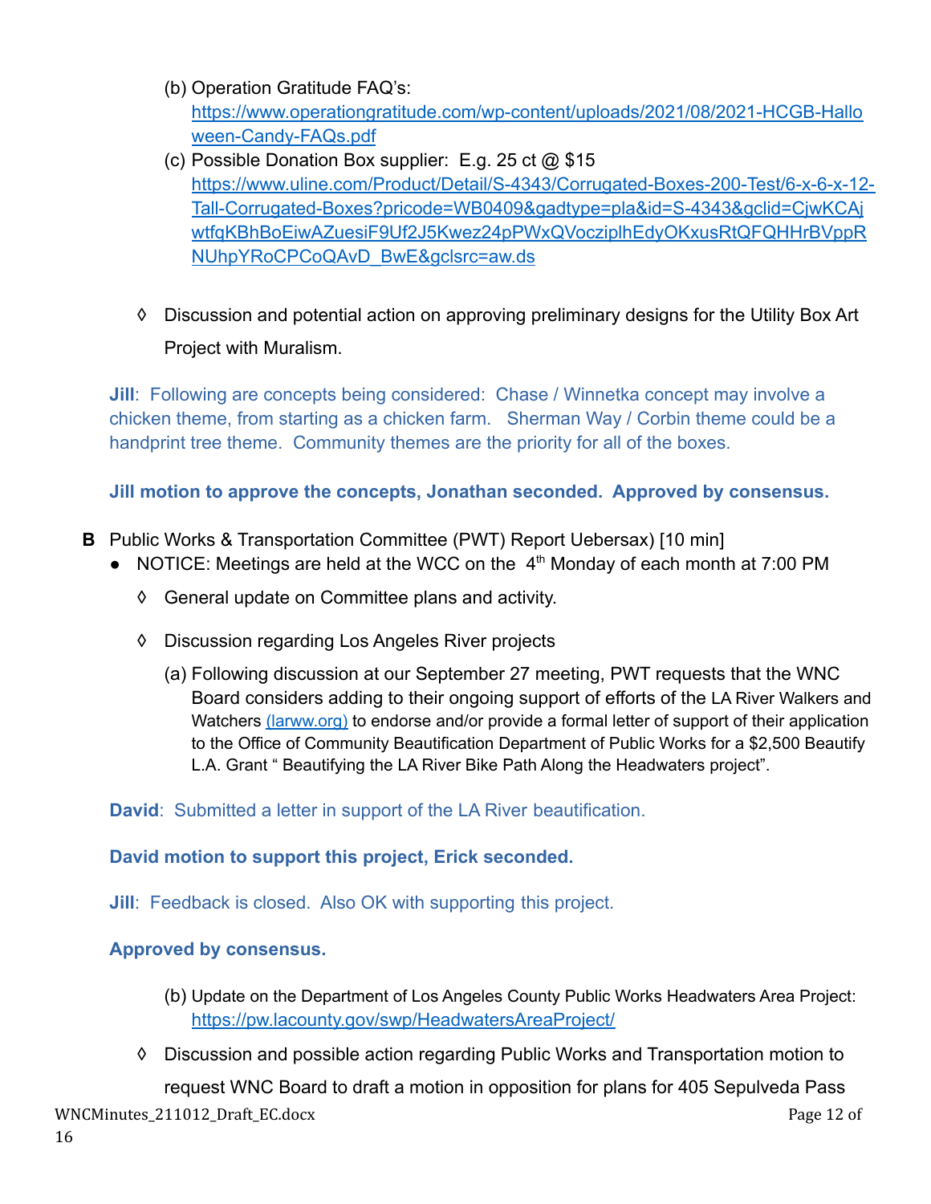(b) Operation Gratitude FAQ's: [https://www.operationgratitude.com/wp-content/uploads/2021/08/2021-HCGB-Halloween-Candy-FAQs.pdf](https://www.operationgratitude.com/wp-content/uploads/2021/08/2021-HCGB-Halloween-Candy-FAQs.pdf)

(c) Possible Donation Box supplier: E.g. 25 ct @ $15 [https://www.uline.com/Product/Detail/S-4343/Corrugated-Boxes-200-Test/6-x-6-x-12-Tall-Corrugated-Boxes?pricode=WB0409&gadtype=pla&id=S-4343&gclid=CjwKCAjwtfqKBhBoEiwAZuesiF9Uf2J5Kwez24pPWxQVocziplhEdyOKxusRtQFQHHrBVppRNUhpYRoCPCoQAvD_BwE&gclsrc=aw.ds](https://www.uline.com/Product/Detail/S-4343/Corrugated-Boxes-200-Test/6-x-6-x-12-Tall-Corrugated-Boxes?pricode=WB0409&gadtype=pla&id=S-4343&gclid=CjwKCAjwtfqKBhBoEiwAZuesiF9Uf2J5Kwez24pPWxQVocziplhEdyOKxusRtQFQHHrBVppRNUhpYRoCPCoQAvD_BwE&gclsrc=aw.ds)

◊ Discussion and potential action on approving preliminary designs for the Utility Box Art Project with Muralism.

**Jill**: Following are concepts being considered: Chase / Winnetka concept may involve a chicken theme, from starting as a chicken farm. Sherman Way / Corbin theme could be a handprint tree theme. Community themes are the priority for all of the boxes.

**Jill motion to approve the concepts, Jonathan seconded. Approved by consensus.**

**B** Public Works & Transportation Committee (PWT) Report Uebersax) [10 min]

- NOTICE: Meetings are held at the WCC on the 4th Monday of each month at 7:00 PM

◊ General update on Committee plans and activity.

◊ Discussion regarding Los Angeles River projects

(a) Following discussion at our September 27 meeting, PWT requests that the WNC Board considers adding to their ongoing support of efforts of the LA River Walkers and Watchers [(larww.org)](larww.org) to endorse and/or provide a formal letter of support of their application to the Office of Community Beautification Department of Public Works for a $2,500 Beautify L.A. Grant " Beautifying the LA River Bike Path Along the Headwaters project".

**David**: Submitted a letter in support of the LA River beautification.

**David motion to support this project, Erick seconded.**

**Jill**: Feedback is closed. Also OK with supporting this project.

**Approved by consensus.**

(b) Update on the Department of Los Angeles County Public Works Headwaters Area Project: [https://pw.lacounty.gov/swp/HeadwatersAreaProject/](https://pw.lacounty.gov/swp/HeadwatersAreaProject/)

◊ Discussion and possible action regarding Public Works and Transportation motion to request WNC Board to draft a motion in opposition for plans for 405 Sepulveda Pass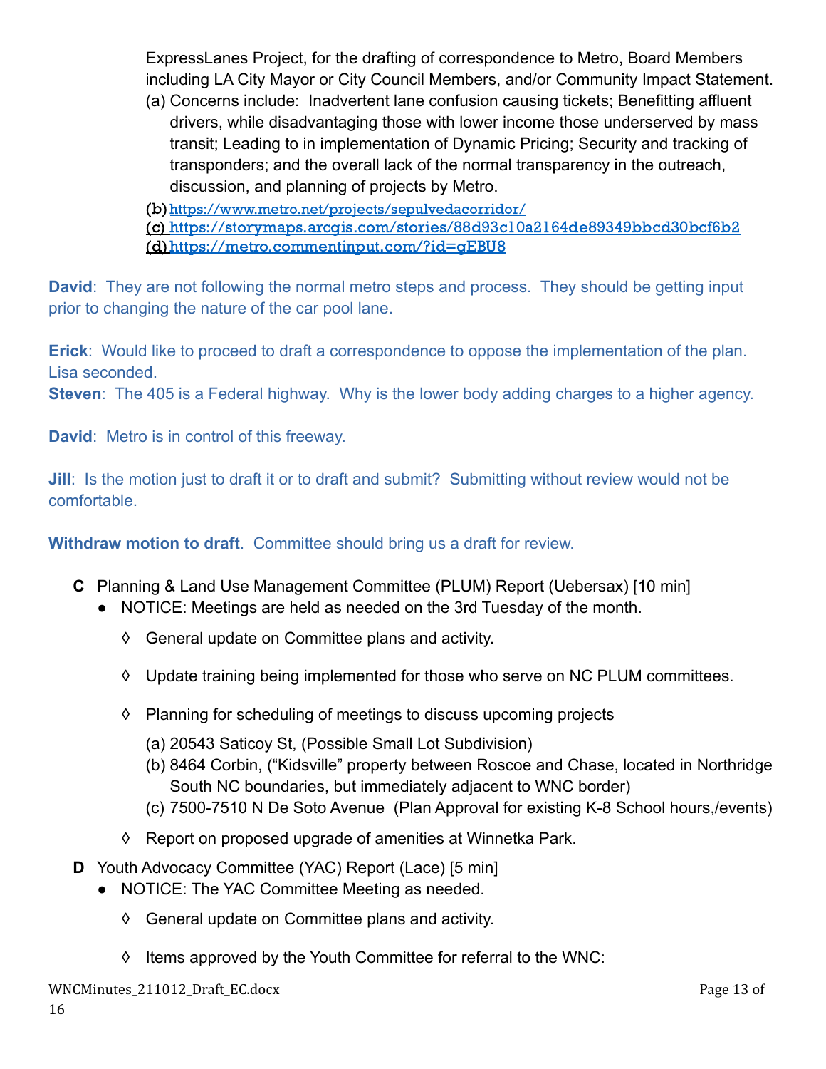ExpressLanes Project, for the drafting of correspondence to Metro, Board Members including LA City Mayor or City Council Members, and/or Community Impact Statement.

(a) Concerns include: Inadvertent lane confusion causing tickets; Benefitting affluent drivers, while disadvantaging those with lower income those underserved by mass transit; Leading to in implementation of Dynamic Pricing; Security and tracking of transponders; and the overall lack of the normal transparency in the outreach, discussion, and planning of projects by Metro.

(b) https://www.metro.net/projects/sepulvedacorridor/

(c) https://storymaps.arcgis.com/stories/88d93c10a2164de89349bbcd30bcf6b2

(d) https://metro.commentinput.com/?id=gEBU8

**David**: They are not following the normal metro steps and process. They should be getting input prior to changing the nature of the car pool lane.

**Erick**: Would like to proceed to draft a correspondence to oppose the implementation of the plan. Lisa seconded.

**Steven**: The 405 is a Federal highway. Why is the lower body adding charges to a higher agency.

**David**: Metro is in control of this freeway.

**Jill**: Is the motion just to draft it or to draft and submit? Submitting without review would not be comfortable.

**Withdraw motion to draft**. Committee should bring us a draft for review.

**C** Planning & Land Use Management Committee (PLUM) Report (Uebersax) [10 min]

- NOTICE: Meetings are held as needed on the 3rd Tuesday of the month.
  - ◊ General update on Committee plans and activity.
  - ◊ Update training being implemented for those who serve on NC PLUM committees.
  - ◊ Planning for scheduling of meetings to discuss upcoming projects
    - (a) 20543 Saticoy St, (Possible Small Lot Subdivision)
    - (b) 8464 Corbin, ("Kidsville" property between Roscoe and Chase, located in Northridge South NC boundaries, but immediately adjacent to WNC border)
    - (c) 7500-7510 N De Soto Avenue (Plan Approval for existing K-8 School hours,/events)
  - ◊ Report on proposed upgrade of amenities at Winnetka Park.

**D** Youth Advocacy Committee (YAC) Report (Lace) [5 min]

- NOTICE: The YAC Committee Meeting as needed.
  - ◊ General update on Committee plans and activity.
  - ◊ Items approved by the Youth Committee for referral to the WNC: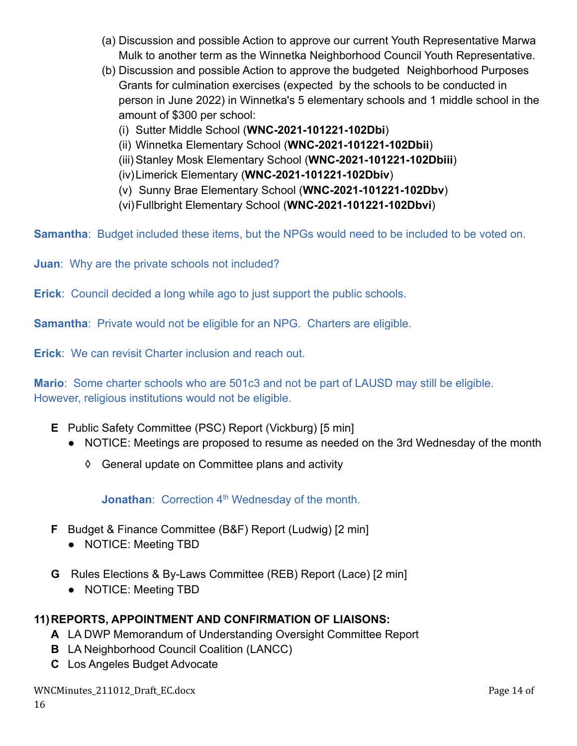(a) Discussion and possible Action to approve our current Youth Representative Marwa Mulk to another term as the Winnetka Neighborhood Council Youth Representative.

(b) Discussion and possible Action to approve the budgeted Neighborhood Purposes Grants for culmination exercises (expected by the schools to be conducted in person in June 2022) in Winnetka's 5 elementary schools and 1 middle school in the amount of $300 per school:

(i) Sutter Middle School (**WNC-2021-101221-102Dbi**)
(ii) Winnetka Elementary School (**WNC-2021-101221-102Dbii**)
(iii) Stanley Mosk Elementary School (**WNC-2021-101221-102Dbiii**)
(iv) Limerick Elementary (**WNC-2021-101221-102Dbiv**)
(v) Sunny Brae Elementary School (**WNC-2021-101221-102Dbv**)
(vi) Fullbright Elementary School (**WNC-2021-101221-102Dbvi**)

**Samantha**: Budget included these items, but the NPGs would need to be included to be voted on.

**Juan**: Why are the private schools not included?

**Erick**: Council decided a long while ago to just support the public schools.

**Samantha**: Private would not be eligible for an NPG. Charters are eligible.

**Erick**: We can revisit Charter inclusion and reach out.

**Mario**: Some charter schools who are 501c3 and not be part of LAUSD may still be eligible. However, religious institutions would not be eligible.

**E** Public Safety Committee (PSC) Report (Vickburg) [5 min]

- NOTICE: Meetings are proposed to resume as needed on the 3rd Wednesday of the month
  - ◊ General update on Committee plans and activity

**Jonathan**: Correction 4th Wednesday of the month.

**F** Budget & Finance Committee (B&F) Report (Ludwig) [2 min]

- NOTICE: Meeting TBD

**G** Rules Elections & By-Laws Committee (REB) Report (Lace) [2 min]

- NOTICE: Meeting TBD

**11) REPORTS, APPOINTMENT AND CONFIRMATION OF LIAISONS:**

**A** LA DWP Memorandum of Understanding Oversight Committee Report
**B** LA Neighborhood Council Coalition (LANCC)
**C** Los Angeles Budget Advocate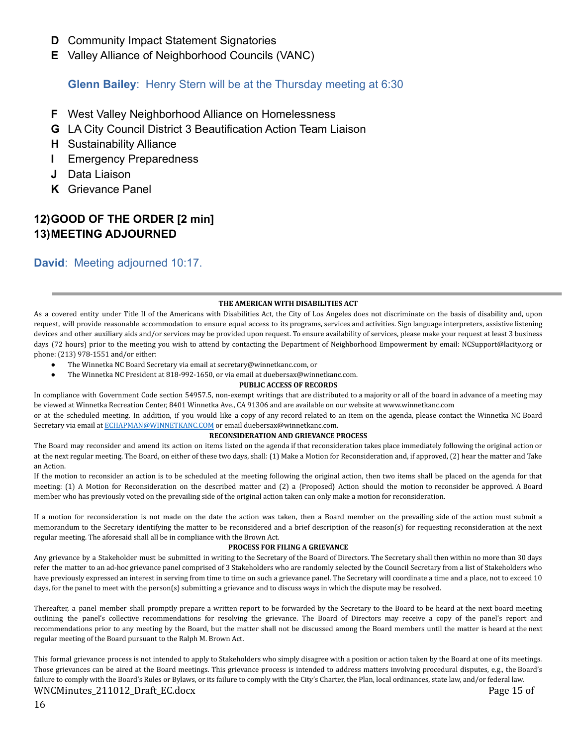- **D** Community Impact Statement Signatories
- **E** Valley Alliance of Neighborhood Councils (VANC)

  **Glenn Bailey**: Henry Stern will be at the Thursday meeting at 6:30

- **F** West Valley Neighborhood Alliance on Homelessness
- **G** LA City Council District 3 Beautification Action Team Liaison
- **H** Sustainability Alliance
- **I** Emergency Preparedness
- **J** Data Liaison
- **K** Grievance Panel

## 12) GOOD OF THE ORDER [2 min]

## 13) MEETING ADJOURNED

**David**: Meeting adjourned 10:17.

---

**THE AMERICAN WITH DISABILITIES ACT**

As a covered entity under Title II of the Americans with Disabilities Act, the City of Los Angeles does not discriminate on the basis of disability and, upon request, will provide reasonable accommodation to ensure equal access to its programs, services and activities. Sign language interpreters, assistive listening devices and other auxiliary aids and/or services may be provided upon request. To ensure availability of services, please make your request at least 3 business days (72 hours) prior to the meeting you wish to attend by contacting the Department of Neighborhood Empowerment by email: NCSupport@lacity.org or phone: (213) 978-1551 and/or either:

- The Winnetka NC Board Secretary via email at secretary@winnetkanc.com, or
- The Winnetka NC President at 818-992-1650, or via email at duebersax@winnetkanc.com.

**PUBLIC ACCESS OF RECORDS**

In compliance with Government Code section 54957.5, non-exempt writings that are distributed to a majority or all of the board in advance of a meeting may be viewed at Winnetka Recreation Center, 8401 Winnetka Ave., CA 91306 and are available on our website at www.winnetkanc.com or at the scheduled meeting. In addition, if you would like a copy of any record related to an item on the agenda, please contact the Winnetka NC Board Secretary via email at ECHAPMAN@WINNETKANC.COM or email duebersax@winnetkanc.com.

**RECONSIDERATION AND GRIEVANCE PROCESS**

The Board may reconsider and amend its action on items listed on the agenda if that reconsideration takes place immediately following the original action or at the next regular meeting. The Board, on either of these two days, shall: (1) Make a Motion for Reconsideration and, if approved, (2) hear the matter and Take an Action.

If the motion to reconsider an action is to be scheduled at the meeting following the original action, then two items shall be placed on the agenda for that meeting: (1) A Motion for Reconsideration on the described matter and (2) a {Proposed} Action should the motion to reconsider be approved. A Board member who has previously voted on the prevailing side of the original action taken can only make a motion for reconsideration.

If a motion for reconsideration is not made on the date the action was taken, then a Board member on the prevailing side of the action must submit a memorandum to the Secretary identifying the matter to be reconsidered and a brief description of the reason(s) for requesting reconsideration at the next regular meeting. The aforesaid shall all be in compliance with the Brown Act.

**PROCESS FOR FILING A GRIEVANCE**

Any grievance by a Stakeholder must be submitted in writing to the Secretary of the Board of Directors. The Secretary shall then within no more than 30 days refer the matter to an ad-hoc grievance panel comprised of 3 Stakeholders who are randomly selected by the Council Secretary from a list of Stakeholders who have previously expressed an interest in serving from time to time on such a grievance panel. The Secretary will coordinate a time and a place, not to exceed 10 days, for the panel to meet with the person(s) submitting a grievance and to discuss ways in which the dispute may be resolved.

Thereafter, a panel member shall promptly prepare a written report to be forwarded by the Secretary to the Board to be heard at the next board meeting outlining the panel's collective recommendations for resolving the grievance. The Board of Directors may receive a copy of the panel's report and recommendations prior to any meeting by the Board, but the matter shall not be discussed among the Board members until the matter is heard at the next regular meeting of the Board pursuant to the Ralph M. Brown Act.

This formal grievance process is not intended to apply to Stakeholders who simply disagree with a position or action taken by the Board at one of its meetings. Those grievances can be aired at the Board meetings. This grievance process is intended to address matters involving procedural disputes, e.g., the Board's failure to comply with the Board's Rules or Bylaws, or its failure to comply with the City's Charter, the Plan, local ordinances, state law, and/or federal law.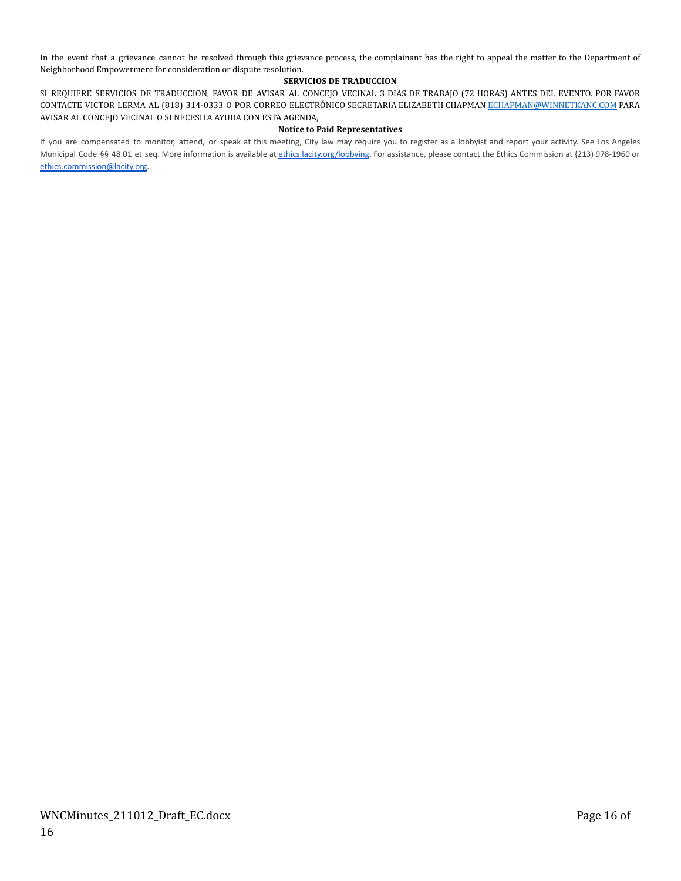In the event that a grievance cannot be resolved through this grievance process, the complainant has the right to appeal the matter to the Department of Neighborhood Empowerment for consideration or dispute resolution.

**SERVICIOS DE TRADUCCION**

SI REQUIERE SERVICIOS DE TRADUCCION, FAVOR DE AVISAR AL CONCEJO VECINAL 3 DIAS DE TRABAJO (72 HORAS) ANTES DEL EVENTO. POR FAVOR CONTACTE VICTOR LERMA AL (818) 314-0333 O POR CORREO ELECTRÓNICO SECRETARIA ELIZABETH CHAPMAN [ECHAPMAN@WINNETKANC.COM](mailto:ECHAPMAN@WINNETKANC.COM) PARA AVISAR AL CONCEJO VECINAL O SI NECESITA AYUDA CON ESTA AGENDA,

**Notice to Paid Representatives**

If you are compensated to monitor, attend, or speak at this meeting, City law may require you to register as a lobbyist and report your activity. See Los Angeles Municipal Code §§ 48.01 et seq. More information is available at [ethics.lacity.org/lobbying](https://ethics.lacity.org/lobbying). For assistance, please contact the Ethics Commission at (213) 978-1960 or [ethics.commission@lacity.org](mailto:ethics.commission@lacity.org).